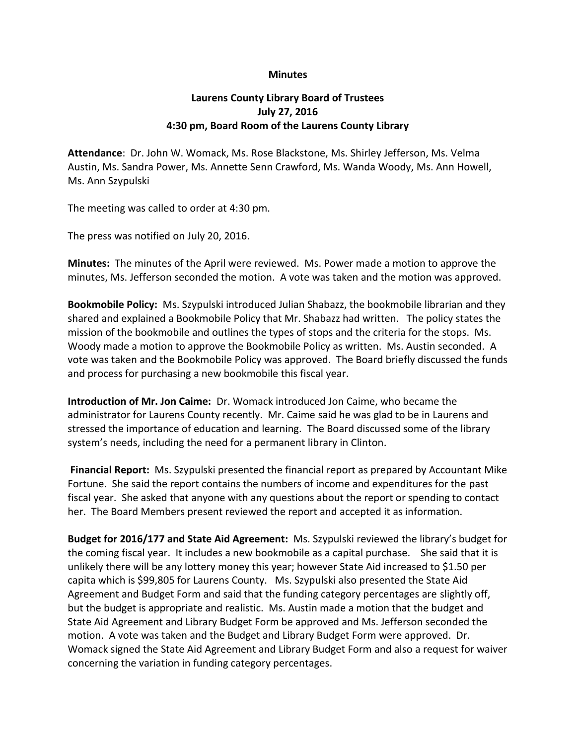**Minutes**

**Laurens County Library Board of Trustees**
**July 27, 2016**
**4:30 pm, Board Room of the Laurens County Library**

**Attendance**: Dr. John W. Womack, Ms. Rose Blackstone, Ms. Shirley Jefferson, Ms. Velma Austin, Ms. Sandra Power, Ms. Annette Senn Crawford, Ms. Wanda Woody, Ms. Ann Howell, Ms. Ann Szypulski

The meeting was called to order at 4:30 pm.

The press was notified on July 20, 2016.

**Minutes:** The minutes of the April were reviewed. Ms. Power made a motion to approve the minutes, Ms. Jefferson seconded the motion. A vote was taken and the motion was approved.

**Bookmobile Policy:** Ms. Szypulski introduced Julian Shabazz, the bookmobile librarian and they shared and explained a Bookmobile Policy that Mr. Shabazz had written. The policy states the mission of the bookmobile and outlines the types of stops and the criteria for the stops. Ms. Woody made a motion to approve the Bookmobile Policy as written. Ms. Austin seconded. A vote was taken and the Bookmobile Policy was approved. The Board briefly discussed the funds and process for purchasing a new bookmobile this fiscal year.

**Introduction of Mr. Jon Caime:** Dr. Womack introduced Jon Caime, who became the administrator for Laurens County recently. Mr. Caime said he was glad to be in Laurens and stressed the importance of education and learning. The Board discussed some of the library system's needs, including the need for a permanent library in Clinton.

**Financial Report:** Ms. Szypulski presented the financial report as prepared by Accountant Mike Fortune. She said the report contains the numbers of income and expenditures for the past fiscal year. She asked that anyone with any questions about the report or spending to contact her. The Board Members present reviewed the report and accepted it as information.

**Budget for 2016/177 and State Aid Agreement:** Ms. Szypulski reviewed the library's budget for the coming fiscal year. It includes a new bookmobile as a capital purchase. She said that it is unlikely there will be any lottery money this year; however State Aid increased to $1.50 per capita which is $99,805 for Laurens County. Ms. Szypulski also presented the State Aid Agreement and Budget Form and said that the funding category percentages are slightly off, but the budget is appropriate and realistic. Ms. Austin made a motion that the budget and State Aid Agreement and Library Budget Form be approved and Ms. Jefferson seconded the motion. A vote was taken and the Budget and Library Budget Form were approved. Dr. Womack signed the State Aid Agreement and Library Budget Form and also a request for waiver concerning the variation in funding category percentages.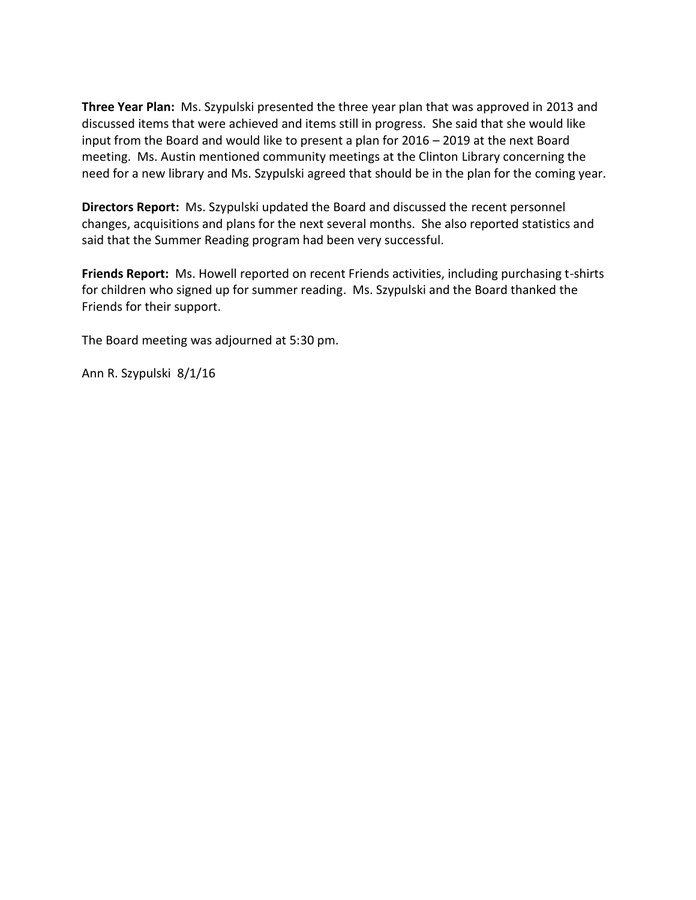**Three Year Plan:** Ms. Szypulski presented the three year plan that was approved in 2013 and discussed items that were achieved and items still in progress. She said that she would like input from the Board and would like to present a plan for 2016 – 2019 at the next Board meeting. Ms. Austin mentioned community meetings at the Clinton Library concerning the need for a new library and Ms. Szypulski agreed that should be in the plan for the coming year.

**Directors Report:** Ms. Szypulski updated the Board and discussed the recent personnel changes, acquisitions and plans for the next several months. She also reported statistics and said that the Summer Reading program had been very successful.

**Friends Report:** Ms. Howell reported on recent Friends activities, including purchasing t-shirts for children who signed up for summer reading. Ms. Szypulski and the Board thanked the Friends for their support.

The Board meeting was adjourned at 5:30 pm.

Ann R. Szypulski 8/1/16